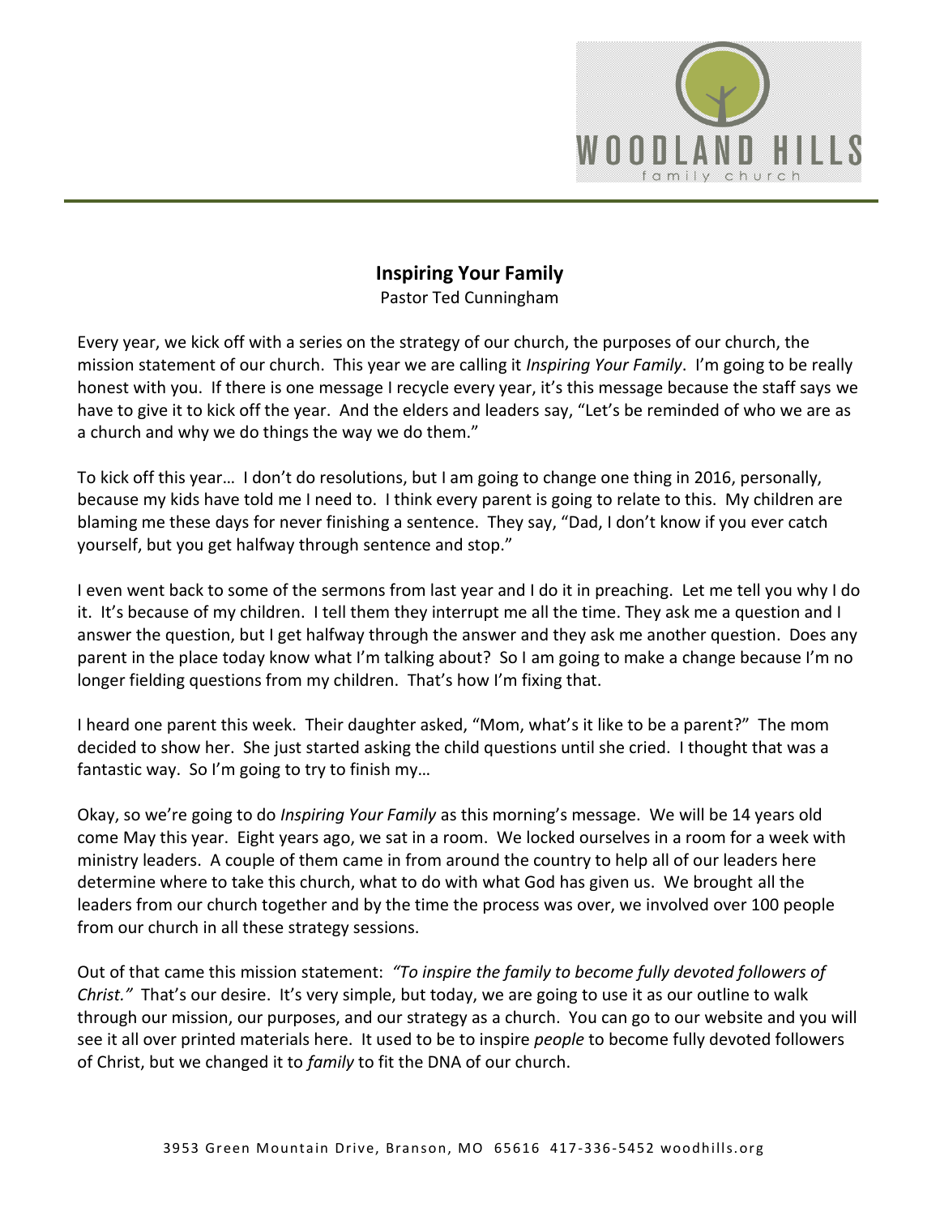# Inspiring Your Family

Pastor Ted Cunningham

Every year, we kick off with a series on the strategy of our church, the purposes of our church, the mission statement of our church. This year we are calling it *Inspiring Your Family*. I'm going to be really honest with you. If there is one message I recycle every year, it's this message because the staff says we have to give it to kick off the year. And the elders and leaders say, "Let's be reminded of who we are as a church and why we do things the way we do them."

To kick off this year… I don't do resolutions, but I am going to change one thing in 2016, personally, because my kids have told me I need to. I think every parent is going to relate to this. My children are blaming me these days for never finishing a sentence. They say, "Dad, I don't know if you ever catch yourself, but you get halfway through sentence and stop."

I even went back to some of the sermons from last year and I do it in preaching. Let me tell you why I do it. It's because of my children. I tell them they interrupt me all the time. They ask me a question and I answer the question, but I get halfway through the answer and they ask me another question. Does any parent in the place today know what I'm talking about? So I am going to make a change because I'm no longer fielding questions from my children. That's how I'm fixing that.

I heard one parent this week. Their daughter asked, "Mom, what's it like to be a parent?" The mom decided to show her. She just started asking the child questions until she cried. I thought that was a fantastic way. So I'm going to try to finish my…

Okay, so we're going to do *Inspiring Your Family* as this morning's message. We will be 14 years old come May this year. Eight years ago, we sat in a room. We locked ourselves in a room for a week with ministry leaders. A couple of them came in from around the country to help all of our leaders here determine where to take this church, what to do with what God has given us. We brought all the leaders from our church together and by the time the process was over, we involved over 100 people from our church in all these strategy sessions.

Out of that came this mission statement: *"To inspire the family to become fully devoted followers of Christ."* That's our desire. It's very simple, but today, we are going to use it as our outline to walk through our mission, our purposes, and our strategy as a church. You can go to our website and you will see it all over printed materials here. It used to be to inspire *people* to become fully devoted followers of Christ, but we changed it to *family* to fit the DNA of our church.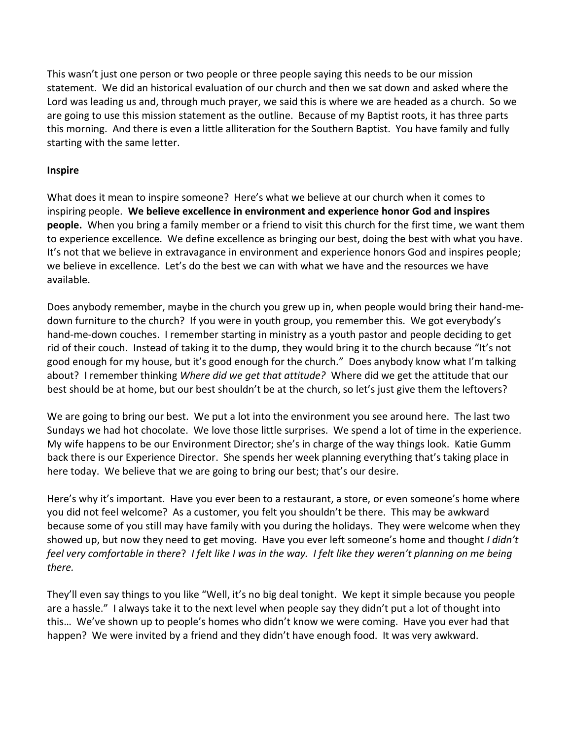This wasn't just one person or two people or three people saying this needs to be our mission statement. We did an historical evaluation of our church and then we sat down and asked where the Lord was leading us and, through much prayer, we said this is where we are headed as a church. So we are going to use this mission statement as the outline. Because of my Baptist roots, it has three parts this morning. And there is even a little alliteration for the Southern Baptist. You have family and fully starting with the same letter.

**Inspire**

What does it mean to inspire someone? Here's what we believe at our church when it comes to inspiring people. **We believe excellence in environment and experience honor God and inspires people.** When you bring a family member or a friend to visit this church for the first time, we want them to experience excellence. We define excellence as bringing our best, doing the best with what you have. It's not that we believe in extravagance in environment and experience honors God and inspires people; we believe in excellence. Let's do the best we can with what we have and the resources we have available.

Does anybody remember, maybe in the church you grew up in, when people would bring their hand-me-down furniture to the church? If you were in youth group, you remember this. We got everybody's hand-me-down couches. I remember starting in ministry as a youth pastor and people deciding to get rid of their couch. Instead of taking it to the dump, they would bring it to the church because "It's not good enough for my house, but it's good enough for the church." Does anybody know what I'm talking about? I remember thinking *Where did we get that attitude?* Where did we get the attitude that our best should be at home, but our best shouldn't be at the church, so let's just give them the leftovers?

We are going to bring our best. We put a lot into the environment you see around here. The last two Sundays we had hot chocolate. We love those little surprises. We spend a lot of time in the experience. My wife happens to be our Environment Director; she's in charge of the way things look. Katie Gumm back there is our Experience Director. She spends her week planning everything that's taking place in here today. We believe that we are going to bring our best; that's our desire.

Here's why it's important. Have you ever been to a restaurant, a store, or even someone's home where you did not feel welcome? As a customer, you felt you shouldn't be there. This may be awkward because some of you still may have family with you during the holidays. They were welcome when they showed up, but now they need to get moving. Have you ever left someone's home and thought *I didn't feel very comfortable in there*? *I felt like I was in the way. I felt like they weren't planning on me being there.*

They'll even say things to you like "Well, it's no big deal tonight. We kept it simple because you people are a hassle." I always take it to the next level when people say they didn't put a lot of thought into this… We've shown up to people's homes who didn't know we were coming. Have you ever had that happen? We were invited by a friend and they didn't have enough food. It was very awkward.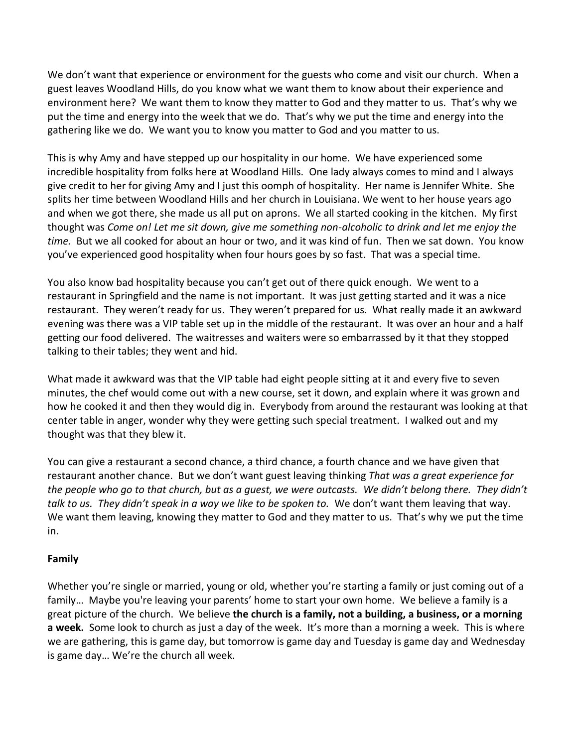We don't want that experience or environment for the guests who come and visit our church. When a guest leaves Woodland Hills, do you know what we want them to know about their experience and environment here? We want them to know they matter to God and they matter to us. That's why we put the time and energy into the week that we do. That's why we put the time and energy into the gathering like we do. We want you to know you matter to God and you matter to us.

This is why Amy and have stepped up our hospitality in our home. We have experienced some incredible hospitality from folks here at Woodland Hills. One lady always comes to mind and I always give credit to her for giving Amy and I just this oomph of hospitality. Her name is Jennifer White. She splits her time between Woodland Hills and her church in Louisiana. We went to her house years ago and when we got there, she made us all put on aprons. We all started cooking in the kitchen. My first thought was *Come on! Let me sit down, give me something non-alcoholic to drink and let me enjoy the time.* But we all cooked for about an hour or two, and it was kind of fun. Then we sat down. You know you've experienced good hospitality when four hours goes by so fast. That was a special time.

You also know bad hospitality because you can't get out of there quick enough. We went to a restaurant in Springfield and the name is not important. It was just getting started and it was a nice restaurant. They weren't ready for us. They weren't prepared for us. What really made it an awkward evening was there was a VIP table set up in the middle of the restaurant. It was over an hour and a half getting our food delivered. The waitresses and waiters were so embarrassed by it that they stopped talking to their tables; they went and hid.

What made it awkward was that the VIP table had eight people sitting at it and every five to seven minutes, the chef would come out with a new course, set it down, and explain where it was grown and how he cooked it and then they would dig in. Everybody from around the restaurant was looking at that center table in anger, wonder why they were getting such special treatment. I walked out and my thought was that they blew it.

You can give a restaurant a second chance, a third chance, a fourth chance and we have given that restaurant another chance. But we don't want guest leaving thinking *That was a great experience for the people who go to that church, but as a guest, we were outcasts. We didn't belong there. They didn't talk to us. They didn't speak in a way we like to be spoken to.* We don't want them leaving that way. We want them leaving, knowing they matter to God and they matter to us. That's why we put the time in.

**Family**

Whether you're single or married, young or old, whether you're starting a family or just coming out of a family… Maybe you're leaving your parents' home to start your own home. We believe a family is a great picture of the church. We believe **the church is a family, not a building, a business, or a morning a week.** Some look to church as just a day of the week. It's more than a morning a week. This is where we are gathering, this is game day, but tomorrow is game day and Tuesday is game day and Wednesday is game day… We're the church all week.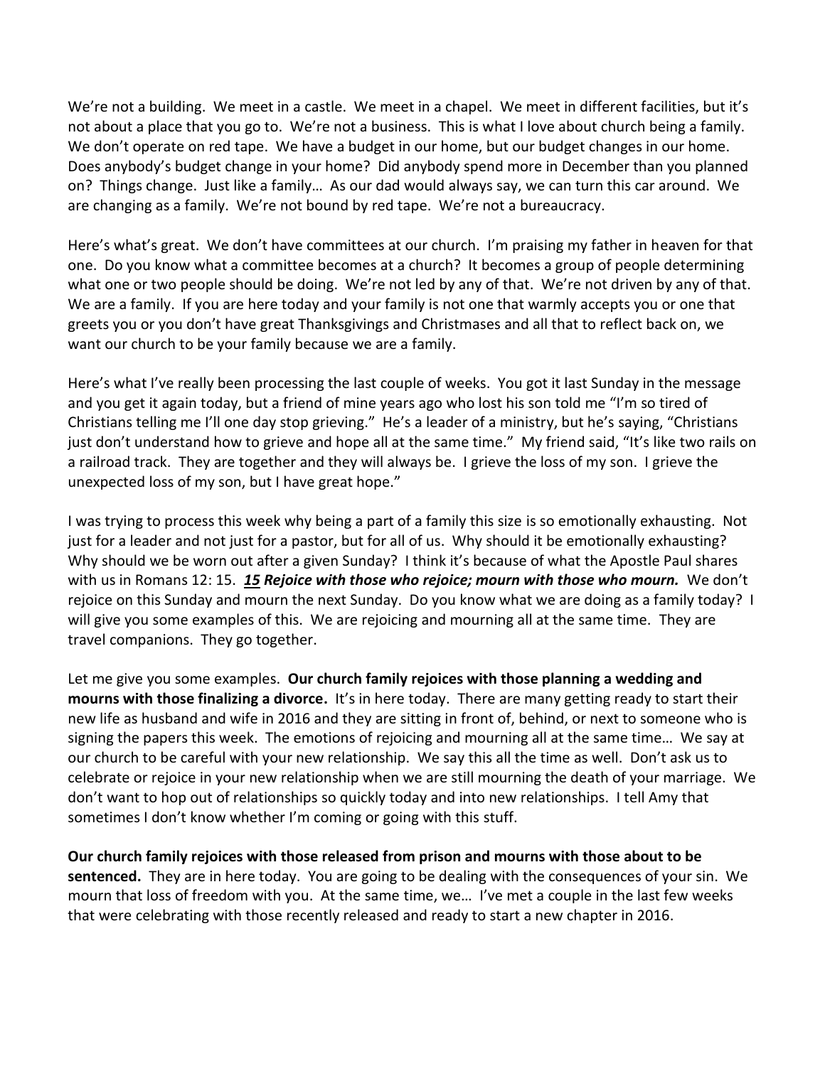We're not a building. We meet in a castle. We meet in a chapel. We meet in different facilities, but it's not about a place that you go to. We're not a business. This is what I love about church being a family. We don't operate on red tape. We have a budget in our home, but our budget changes in our home. Does anybody's budget change in your home? Did anybody spend more in December than you planned on? Things change. Just like a family… As our dad would always say, we can turn this car around. We are changing as a family. We're not bound by red tape. We're not a bureaucracy.

Here's what's great. We don't have committees at our church. I'm praising my father in heaven for that one. Do you know what a committee becomes at a church? It becomes a group of people determining what one or two people should be doing. We're not led by any of that. We're not driven by any of that. We are a family. If you are here today and your family is not one that warmly accepts you or one that greets you or you don't have great Thanksgivings and Christmases and all that to reflect back on, we want our church to be your family because we are a family.

Here's what I've really been processing the last couple of weeks. You got it last Sunday in the message and you get it again today, but a friend of mine years ago who lost his son told me "I'm so tired of Christians telling me I'll one day stop grieving." He's a leader of a ministry, but he's saying, "Christians just don't understand how to grieve and hope all at the same time." My friend said, "It's like two rails on a railroad track. They are together and they will always be. I grieve the loss of my son. I grieve the unexpected loss of my son, but I have great hope."

I was trying to process this week why being a part of a family this size is so emotionally exhausting. Not just for a leader and not just for a pastor, but for all of us. Why should it be emotionally exhausting? Why should we be worn out after a given Sunday? I think it's because of what the Apostle Paul shares with us in Romans 12: 15. ***15** Rejoice with those who rejoice; mourn with those who mourn.* We don't rejoice on this Sunday and mourn the next Sunday. Do you know what we are doing as a family today? I will give you some examples of this. We are rejoicing and mourning all at the same time. They are travel companions. They go together.

Let me give you some examples. **Our church family rejoices with those planning a wedding and mourns with those finalizing a divorce.** It's in here today. There are many getting ready to start their new life as husband and wife in 2016 and they are sitting in front of, behind, or next to someone who is signing the papers this week. The emotions of rejoicing and mourning all at the same time… We say at our church to be careful with your new relationship. We say this all the time as well. Don't ask us to celebrate or rejoice in your new relationship when we are still mourning the death of your marriage. We don't want to hop out of relationships so quickly today and into new relationships. I tell Amy that sometimes I don't know whether I'm coming or going with this stuff.

**Our church family rejoices with those released from prison and mourns with those about to be sentenced.** They are in here today. You are going to be dealing with the consequences of your sin. We mourn that loss of freedom with you. At the same time, we… I've met a couple in the last few weeks that were celebrating with those recently released and ready to start a new chapter in 2016.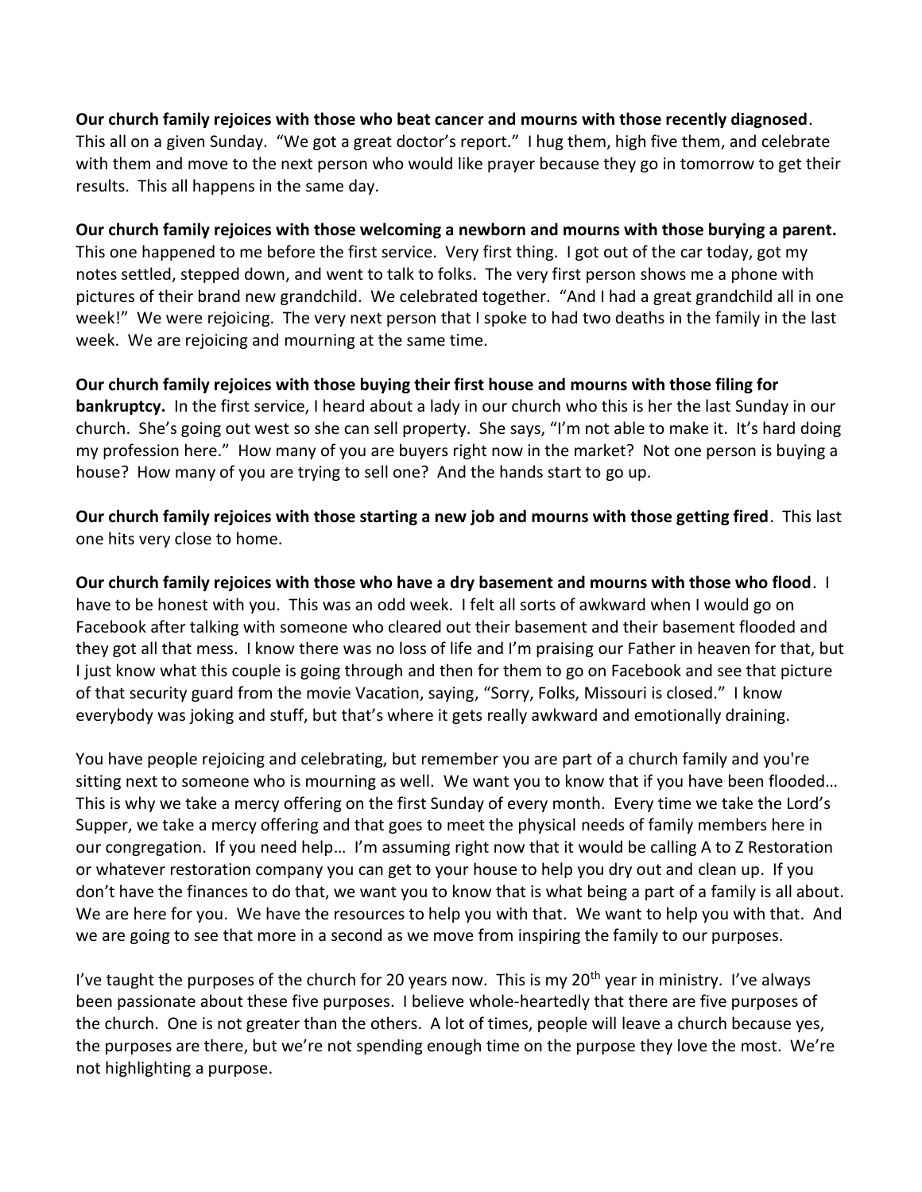**Our church family rejoices with those who beat cancer and mourns with those recently diagnosed**. This all on a given Sunday. "We got a great doctor's report." I hug them, high five them, and celebrate with them and move to the next person who would like prayer because they go in tomorrow to get their results. This all happens in the same day.

**Our church family rejoices with those welcoming a newborn and mourns with those burying a parent.** This one happened to me before the first service. Very first thing. I got out of the car today, got my notes settled, stepped down, and went to talk to folks. The very first person shows me a phone with pictures of their brand new grandchild. We celebrated together. "And I had a great grandchild all in one week!" We were rejoicing. The very next person that I spoke to had two deaths in the family in the last week. We are rejoicing and mourning at the same time.

**Our church family rejoices with those buying their first house and mourns with those filing for bankruptcy.** In the first service, I heard about a lady in our church who this is her the last Sunday in our church. She's going out west so she can sell property. She says, "I'm not able to make it. It's hard doing my profession here." How many of you are buyers right now in the market? Not one person is buying a house? How many of you are trying to sell one? And the hands start to go up.

**Our church family rejoices with those starting a new job and mourns with those getting fired**. This last one hits very close to home.

**Our church family rejoices with those who have a dry basement and mourns with those who flood**. I have to be honest with you. This was an odd week. I felt all sorts of awkward when I would go on Facebook after talking with someone who cleared out their basement and their basement flooded and they got all that mess. I know there was no loss of life and I'm praising our Father in heaven for that, but I just know what this couple is going through and then for them to go on Facebook and see that picture of that security guard from the movie Vacation, saying, "Sorry, Folks, Missouri is closed." I know everybody was joking and stuff, but that's where it gets really awkward and emotionally draining.

You have people rejoicing and celebrating, but remember you are part of a church family and you're sitting next to someone who is mourning as well. We want you to know that if you have been flooded… This is why we take a mercy offering on the first Sunday of every month. Every time we take the Lord's Supper, we take a mercy offering and that goes to meet the physical needs of family members here in our congregation. If you need help… I'm assuming right now that it would be calling A to Z Restoration or whatever restoration company you can get to your house to help you dry out and clean up. If you don't have the finances to do that, we want you to know that is what being a part of a family is all about. We are here for you. We have the resources to help you with that. We want to help you with that. And we are going to see that more in a second as we move from inspiring the family to our purposes.

I've taught the purposes of the church for 20 years now. This is my 20th year in ministry. I've always been passionate about these five purposes. I believe whole-heartedly that there are five purposes of the church. One is not greater than the others. A lot of times, people will leave a church because yes, the purposes are there, but we're not spending enough time on the purpose they love the most. We're not highlighting a purpose.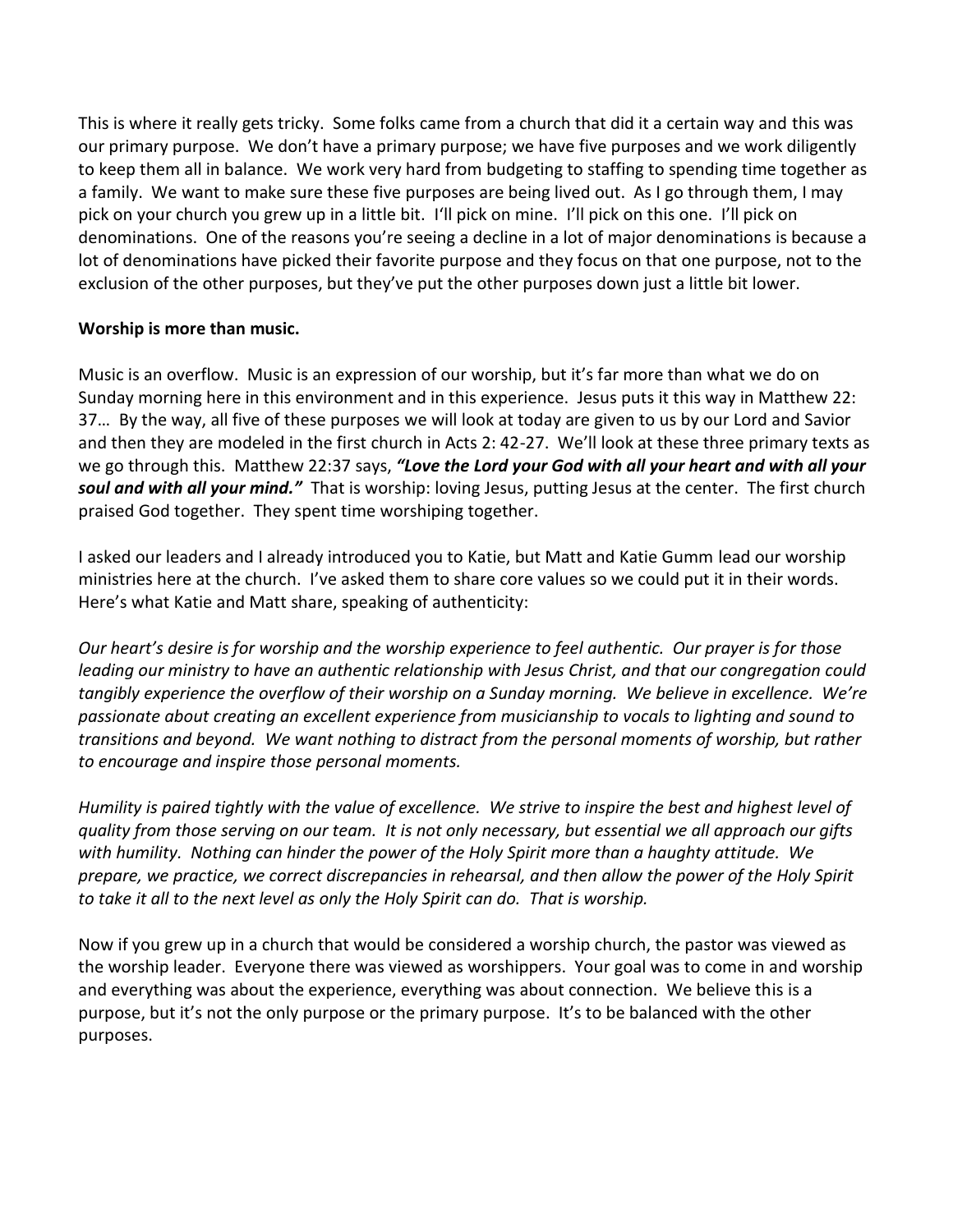This is where it really gets tricky. Some folks came from a church that did it a certain way and this was our primary purpose. We don't have a primary purpose; we have five purposes and we work diligently to keep them all in balance. We work very hard from budgeting to staffing to spending time together as a family. We want to make sure these five purposes are being lived out. As I go through them, I may pick on your church you grew up in a little bit. I'll pick on mine. I'll pick on this one. I'll pick on denominations. One of the reasons you're seeing a decline in a lot of major denominations is because a lot of denominations have picked their favorite purpose and they focus on that one purpose, not to the exclusion of the other purposes, but they've put the other purposes down just a little bit lower.

**Worship is more than music.**

Music is an overflow. Music is an expression of our worship, but it's far more than what we do on Sunday morning here in this environment and in this experience. Jesus puts it this way in Matthew 22: 37… By the way, all five of these purposes we will look at today are given to us by our Lord and Savior and then they are modeled in the first church in Acts 2: 42-27. We'll look at these three primary texts as we go through this. Matthew 22:37 says, ***"Love the Lord your God with all your heart and with all your soul and with all your mind."*** That is worship: loving Jesus, putting Jesus at the center. The first church praised God together. They spent time worshiping together.

I asked our leaders and I already introduced you to Katie, but Matt and Katie Gumm lead our worship ministries here at the church. I've asked them to share core values so we could put it in their words. Here's what Katie and Matt share, speaking of authenticity:

*Our heart's desire is for worship and the worship experience to feel authentic. Our prayer is for those leading our ministry to have an authentic relationship with Jesus Christ, and that our congregation could tangibly experience the overflow of their worship on a Sunday morning. We believe in excellence. We're passionate about creating an excellent experience from musicianship to vocals to lighting and sound to transitions and beyond. We want nothing to distract from the personal moments of worship, but rather to encourage and inspire those personal moments.*

*Humility is paired tightly with the value of excellence. We strive to inspire the best and highest level of quality from those serving on our team. It is not only necessary, but essential we all approach our gifts with humility. Nothing can hinder the power of the Holy Spirit more than a haughty attitude. We prepare, we practice, we correct discrepancies in rehearsal, and then allow the power of the Holy Spirit to take it all to the next level as only the Holy Spirit can do. That is worship.*

Now if you grew up in a church that would be considered a worship church, the pastor was viewed as the worship leader. Everyone there was viewed as worshippers. Your goal was to come in and worship and everything was about the experience, everything was about connection. We believe this is a purpose, but it's not the only purpose or the primary purpose. It's to be balanced with the other purposes.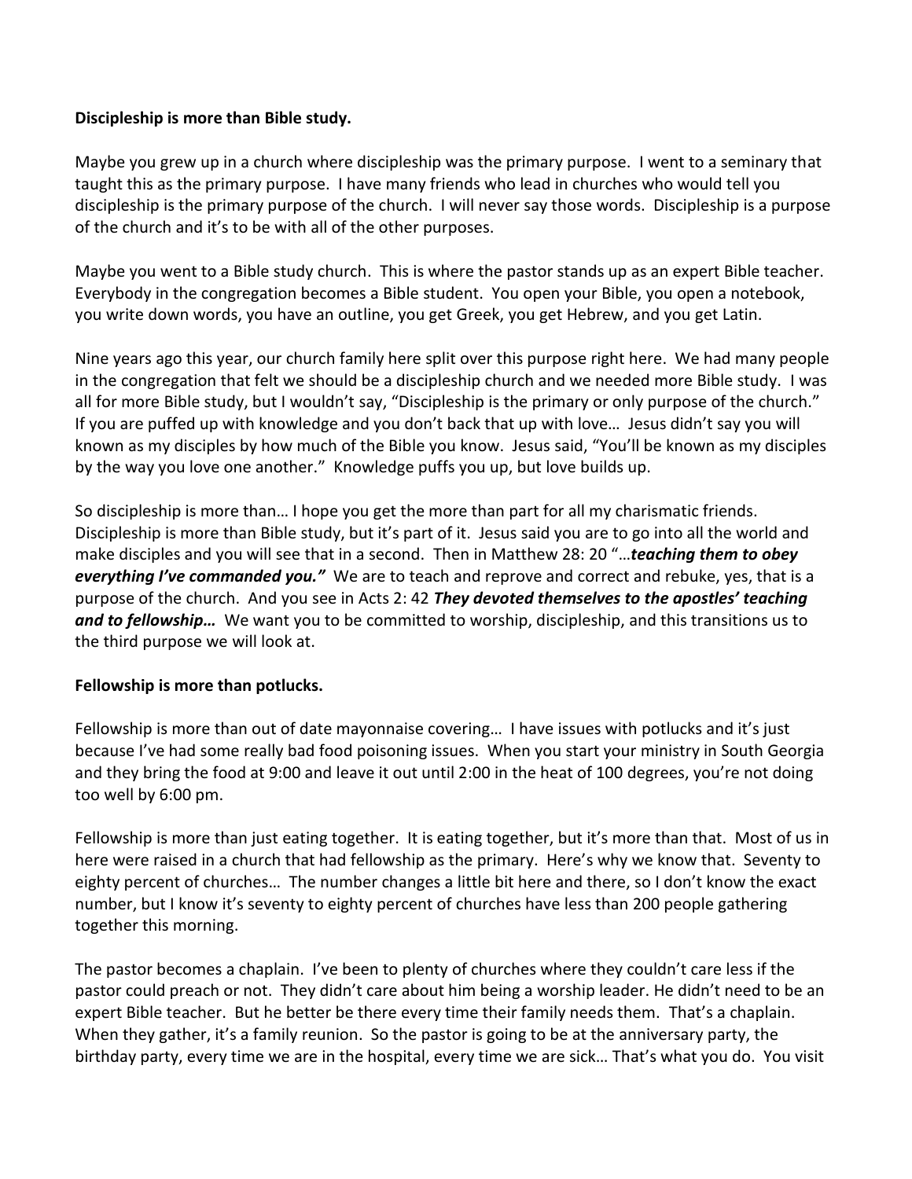**Discipleship is more than Bible study.**

Maybe you grew up in a church where discipleship was the primary purpose. I went to a seminary that taught this as the primary purpose. I have many friends who lead in churches who would tell you discipleship is the primary purpose of the church. I will never say those words. Discipleship is a purpose of the church and it's to be with all of the other purposes.

Maybe you went to a Bible study church. This is where the pastor stands up as an expert Bible teacher. Everybody in the congregation becomes a Bible student. You open your Bible, you open a notebook, you write down words, you have an outline, you get Greek, you get Hebrew, and you get Latin.

Nine years ago this year, our church family here split over this purpose right here. We had many people in the congregation that felt we should be a discipleship church and we needed more Bible study. I was all for more Bible study, but I wouldn't say, "Discipleship is the primary or only purpose of the church." If you are puffed up with knowledge and you don't back that up with love… Jesus didn't say you will known as my disciples by how much of the Bible you know. Jesus said, "You'll be known as my disciples by the way you love one another." Knowledge puffs you up, but love builds up.

So discipleship is more than… I hope you get the more than part for all my charismatic friends. Discipleship is more than Bible study, but it's part of it. Jesus said you are to go into all the world and make disciples and you will see that in a second. Then in Matthew 28: 20 "…***teaching them to obey everything I've commanded you."*** We are to teach and reprove and correct and rebuke, yes, that is a purpose of the church. And you see in Acts 2: 42 ***They devoted themselves to the apostles' teaching and to fellowship…*** We want you to be committed to worship, discipleship, and this transitions us to the third purpose we will look at.

**Fellowship is more than potlucks.**

Fellowship is more than out of date mayonnaise covering… I have issues with potlucks and it's just because I've had some really bad food poisoning issues. When you start your ministry in South Georgia and they bring the food at 9:00 and leave it out until 2:00 in the heat of 100 degrees, you're not doing too well by 6:00 pm.

Fellowship is more than just eating together. It is eating together, but it's more than that. Most of us in here were raised in a church that had fellowship as the primary. Here's why we know that. Seventy to eighty percent of churches… The number changes a little bit here and there, so I don't know the exact number, but I know it's seventy to eighty percent of churches have less than 200 people gathering together this morning.

The pastor becomes a chaplain. I've been to plenty of churches where they couldn't care less if the pastor could preach or not. They didn't care about him being a worship leader. He didn't need to be an expert Bible teacher. But he better be there every time their family needs them. That's a chaplain. When they gather, it's a family reunion. So the pastor is going to be at the anniversary party, the birthday party, every time we are in the hospital, every time we are sick… That's what you do. You visit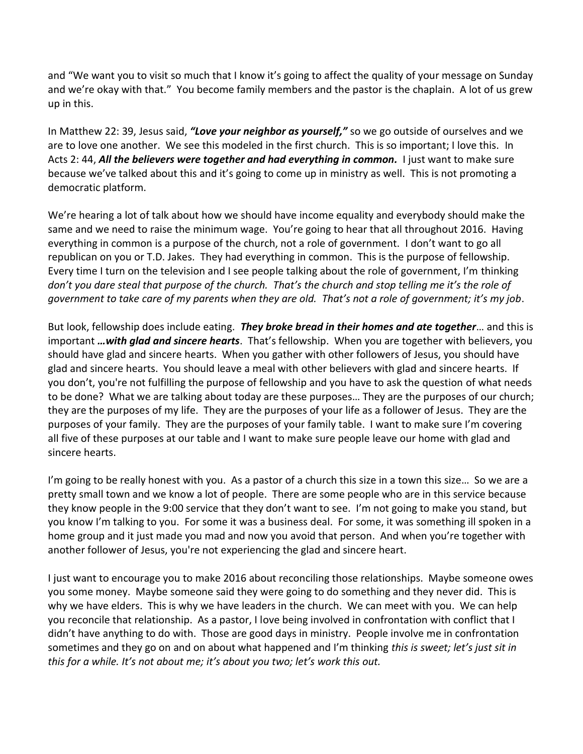and "We want you to visit so much that I know it's going to affect the quality of your message on Sunday and we're okay with that." You become family members and the pastor is the chaplain. A lot of us grew up in this.

In Matthew 22: 39, Jesus said, ***"Love your neighbor as yourself,"*** so we go outside of ourselves and we are to love one another. We see this modeled in the first church. This is so important; I love this. In Acts 2: 44, ***All the believers were together and had everything in common.*** I just want to make sure because we've talked about this and it's going to come up in ministry as well. This is not promoting a democratic platform.

We're hearing a lot of talk about how we should have income equality and everybody should make the same and we need to raise the minimum wage. You're going to hear that all throughout 2016. Having everything in common is a purpose of the church, not a role of government. I don't want to go all republican on you or T.D. Jakes. They had everything in common. This is the purpose of fellowship. Every time I turn on the television and I see people talking about the role of government, I'm thinking *don't you dare steal that purpose of the church. That's the church and stop telling me it's the role of government to take care of my parents when they are old. That's not a role of government; it's my job*.

But look, fellowship does include eating. ***They broke bread in their homes and ate together***… and this is important ***…with glad and sincere hearts***. That's fellowship. When you are together with believers, you should have glad and sincere hearts. When you gather with other followers of Jesus, you should have glad and sincere hearts. You should leave a meal with other believers with glad and sincere hearts. If you don't, you're not fulfilling the purpose of fellowship and you have to ask the question of what needs to be done? What we are talking about today are these purposes… They are the purposes of our church; they are the purposes of my life. They are the purposes of your life as a follower of Jesus. They are the purposes of your family. They are the purposes of your family table. I want to make sure I'm covering all five of these purposes at our table and I want to make sure people leave our home with glad and sincere hearts.

I'm going to be really honest with you. As a pastor of a church this size in a town this size… So we are a pretty small town and we know a lot of people. There are some people who are in this service because they know people in the 9:00 service that they don't want to see. I'm not going to make you stand, but you know I'm talking to you. For some it was a business deal. For some, it was something ill spoken in a home group and it just made you mad and now you avoid that person. And when you're together with another follower of Jesus, you're not experiencing the glad and sincere heart.

I just want to encourage you to make 2016 about reconciling those relationships. Maybe someone owes you some money. Maybe someone said they were going to do something and they never did. This is why we have elders. This is why we have leaders in the church. We can meet with you. We can help you reconcile that relationship. As a pastor, I love being involved in confrontation with conflict that I didn't have anything to do with. Those are good days in ministry. People involve me in confrontation sometimes and they go on and on about what happened and I'm thinking *this is sweet; let's just sit in this for a while. It's not about me; it's about you two; let's work this out.*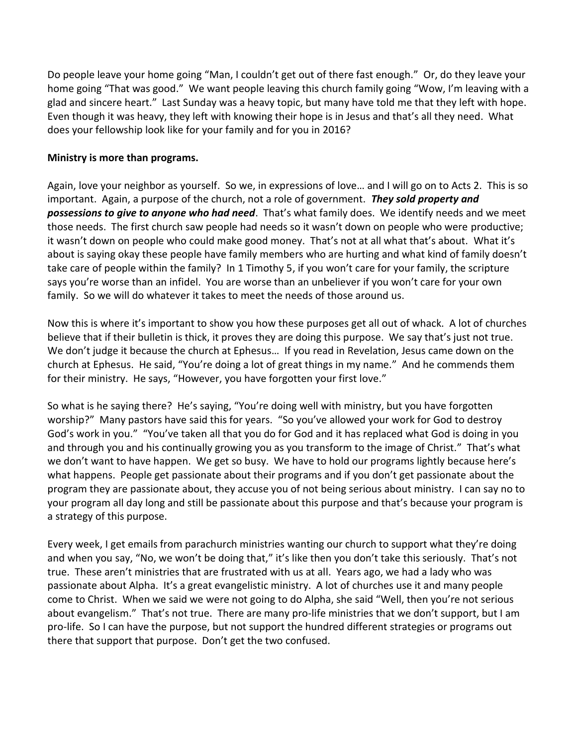Do people leave your home going "Man, I couldn't get out of there fast enough." Or, do they leave your home going "That was good." We want people leaving this church family going "Wow, I'm leaving with a glad and sincere heart." Last Sunday was a heavy topic, but many have told me that they left with hope. Even though it was heavy, they left with knowing their hope is in Jesus and that's all they need. What does your fellowship look like for your family and for you in 2016?

**Ministry is more than programs.**

Again, love your neighbor as yourself. So we, in expressions of love… and I will go on to Acts 2. This is so important. Again, a purpose of the church, not a role of government. ***They sold property and possessions to give to anyone who had need***. That's what family does. We identify needs and we meet those needs. The first church saw people had needs so it wasn't down on people who were productive; it wasn't down on people who could make good money. That's not at all what that's about. What it's about is saying okay these people have family members who are hurting and what kind of family doesn't take care of people within the family? In 1 Timothy 5, if you won't care for your family, the scripture says you're worse than an infidel. You are worse than an unbeliever if you won't care for your own family. So we will do whatever it takes to meet the needs of those around us.

Now this is where it's important to show you how these purposes get all out of whack. A lot of churches believe that if their bulletin is thick, it proves they are doing this purpose. We say that's just not true. We don't judge it because the church at Ephesus… If you read in Revelation, Jesus came down on the church at Ephesus. He said, "You're doing a lot of great things in my name." And he commends them for their ministry. He says, "However, you have forgotten your first love."

So what is he saying there? He's saying, "You're doing well with ministry, but you have forgotten worship?" Many pastors have said this for years. "So you've allowed your work for God to destroy God's work in you." "You've taken all that you do for God and it has replaced what God is doing in you and through you and his continually growing you as you transform to the image of Christ." That's what we don't want to have happen. We get so busy. We have to hold our programs lightly because here's what happens. People get passionate about their programs and if you don't get passionate about the program they are passionate about, they accuse you of not being serious about ministry. I can say no to your program all day long and still be passionate about this purpose and that's because your program is a strategy of this purpose.

Every week, I get emails from parachurch ministries wanting our church to support what they're doing and when you say, "No, we won't be doing that," it's like then you don't take this seriously. That's not true. These aren't ministries that are frustrated with us at all. Years ago, we had a lady who was passionate about Alpha. It's a great evangelistic ministry. A lot of churches use it and many people come to Christ. When we said we were not going to do Alpha, she said "Well, then you're not serious about evangelism." That's not true. There are many pro-life ministries that we don't support, but I am pro-life. So I can have the purpose, but not support the hundred different strategies or programs out there that support that purpose. Don't get the two confused.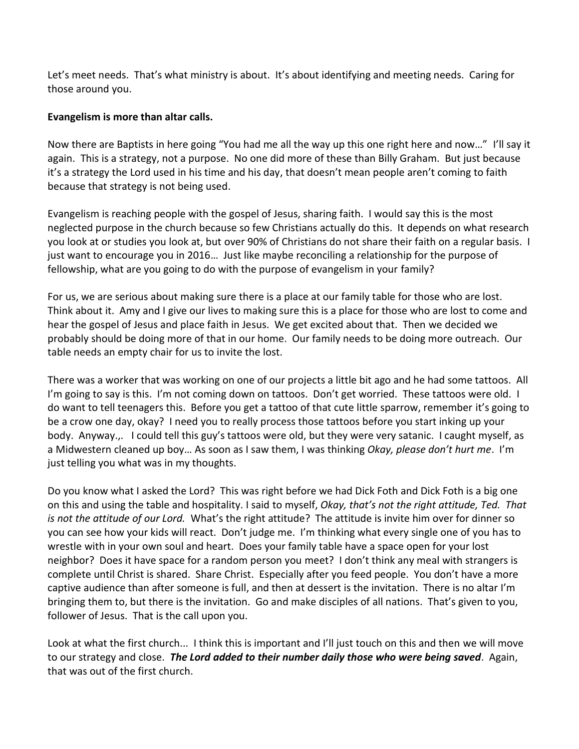Let's meet needs. That's what ministry is about. It's about identifying and meeting needs. Caring for those around you.

**Evangelism is more than altar calls.**

Now there are Baptists in here going "You had me all the way up this one right here and now…" I'll say it again. This is a strategy, not a purpose. No one did more of these than Billy Graham. But just because it's a strategy the Lord used in his time and his day, that doesn't mean people aren't coming to faith because that strategy is not being used.

Evangelism is reaching people with the gospel of Jesus, sharing faith. I would say this is the most neglected purpose in the church because so few Christians actually do this. It depends on what research you look at or studies you look at, but over 90% of Christians do not share their faith on a regular basis. I just want to encourage you in 2016… Just like maybe reconciling a relationship for the purpose of fellowship, what are you going to do with the purpose of evangelism in your family?

For us, we are serious about making sure there is a place at our family table for those who are lost. Think about it. Amy and I give our lives to making sure this is a place for those who are lost to come and hear the gospel of Jesus and place faith in Jesus. We get excited about that. Then we decided we probably should be doing more of that in our home. Our family needs to be doing more outreach. Our table needs an empty chair for us to invite the lost.

There was a worker that was working on one of our projects a little bit ago and he had some tattoos. All I'm going to say is this. I'm not coming down on tattoos. Don't get worried. These tattoos were old. I do want to tell teenagers this. Before you get a tattoo of that cute little sparrow, remember it's going to be a crow one day, okay? I need you to really process those tattoos before you start inking up your body. Anyway.,. I could tell this guy's tattoos were old, but they were very satanic. I caught myself, as a Midwestern cleaned up boy… As soon as I saw them, I was thinking *Okay, please don't hurt me*. I'm just telling you what was in my thoughts.

Do you know what I asked the Lord? This was right before we had Dick Foth and Dick Foth is a big one on this and using the table and hospitality. I said to myself, *Okay, that's not the right attitude, Ted. That is not the attitude of our Lord.* What's the right attitude? The attitude is invite him over for dinner so you can see how your kids will react. Don't judge me. I'm thinking what every single one of you has to wrestle with in your own soul and heart. Does your family table have a space open for your lost neighbor? Does it have space for a random person you meet? I don't think any meal with strangers is complete until Christ is shared. Share Christ. Especially after you feed people. You don't have a more captive audience than after someone is full, and then at dessert is the invitation. There is no altar I'm bringing them to, but there is the invitation. Go and make disciples of all nations. That's given to you, follower of Jesus. That is the call upon you.

Look at what the first church... I think this is important and I'll just touch on this and then we will move to our strategy and close. ***The Lord added to their number daily those who were being saved***. Again, that was out of the first church.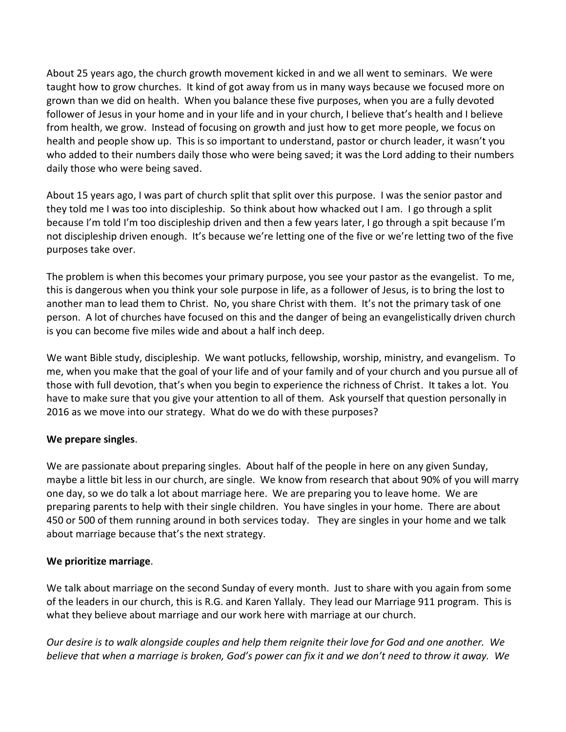About 25 years ago, the church growth movement kicked in and we all went to seminars. We were taught how to grow churches. It kind of got away from us in many ways because we focused more on grown than we did on health. When you balance these five purposes, when you are a fully devoted follower of Jesus in your home and in your life and in your church, I believe that's health and I believe from health, we grow. Instead of focusing on growth and just how to get more people, we focus on health and people show up. This is so important to understand, pastor or church leader, it wasn't you who added to their numbers daily those who were being saved; it was the Lord adding to their numbers daily those who were being saved.

About 15 years ago, I was part of church split that split over this purpose. I was the senior pastor and they told me I was too into discipleship. So think about how whacked out I am. I go through a split because I'm told I'm too discipleship driven and then a few years later, I go through a spit because I'm not discipleship driven enough. It's because we're letting one of the five or we're letting two of the five purposes take over.

The problem is when this becomes your primary purpose, you see your pastor as the evangelist. To me, this is dangerous when you think your sole purpose in life, as a follower of Jesus, is to bring the lost to another man to lead them to Christ. No, you share Christ with them. It's not the primary task of one person. A lot of churches have focused on this and the danger of being an evangelistically driven church is you can become five miles wide and about a half inch deep.

We want Bible study, discipleship. We want potlucks, fellowship, worship, ministry, and evangelism. To me, when you make that the goal of your life and of your family and of your church and you pursue all of those with full devotion, that's when you begin to experience the richness of Christ. It takes a lot. You have to make sure that you give your attention to all of them. Ask yourself that question personally in 2016 as we move into our strategy. What do we do with these purposes?

**We prepare singles**.

We are passionate about preparing singles. About half of the people in here on any given Sunday, maybe a little bit less in our church, are single. We know from research that about 90% of you will marry one day, so we do talk a lot about marriage here. We are preparing you to leave home. We are preparing parents to help with their single children. You have singles in your home. There are about 450 or 500 of them running around in both services today. They are singles in your home and we talk about marriage because that's the next strategy.

**We prioritize marriage**.

We talk about marriage on the second Sunday of every month. Just to share with you again from some of the leaders in our church, this is R.G. and Karen Yallaly. They lead our Marriage 911 program. This is what they believe about marriage and our work here with marriage at our church.

*Our desire is to walk alongside couples and help them reignite their love for God and one another. We believe that when a marriage is broken, God's power can fix it and we don't need to throw it away. We*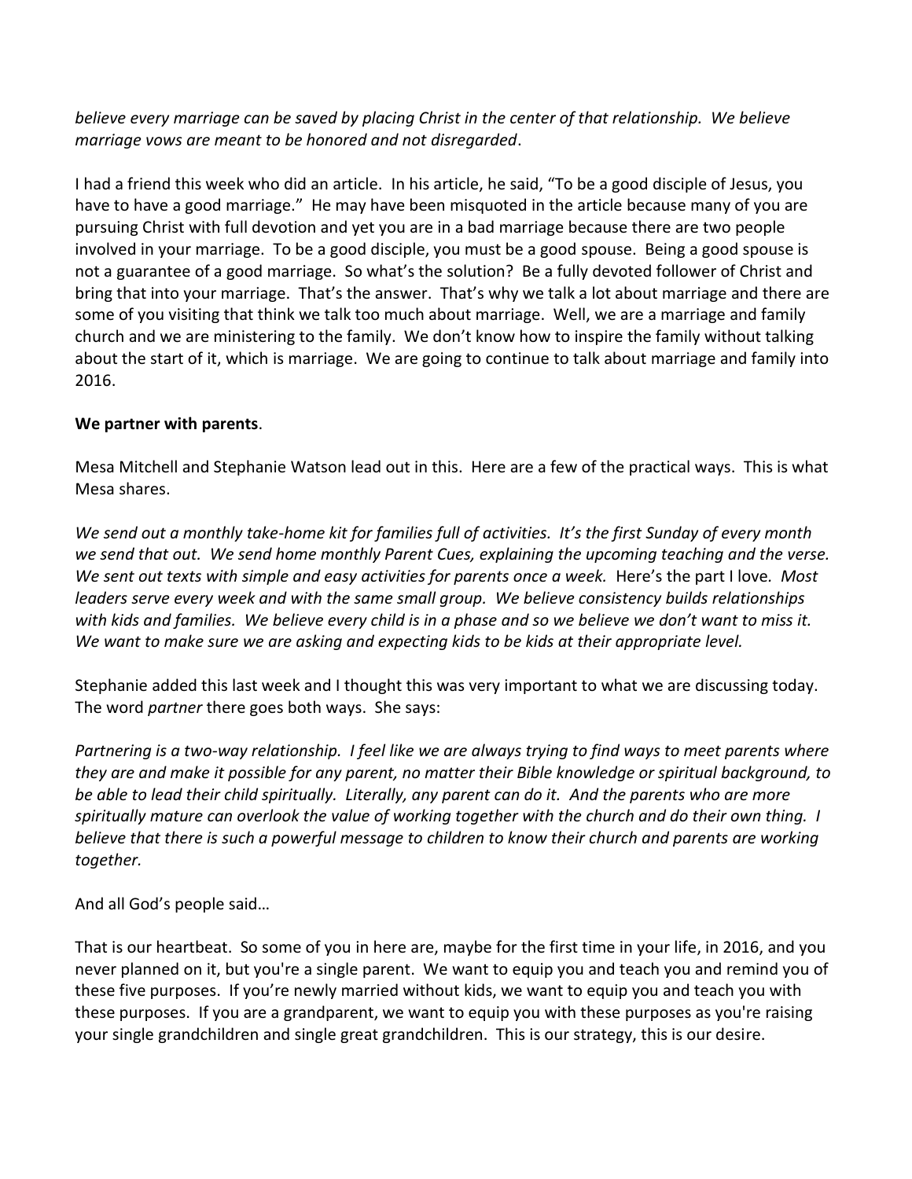*believe every marriage can be saved by placing Christ in the center of that relationship. We believe marriage vows are meant to be honored and not disregarded*.

I had a friend this week who did an article. In his article, he said, "To be a good disciple of Jesus, you have to have a good marriage." He may have been misquoted in the article because many of you are pursuing Christ with full devotion and yet you are in a bad marriage because there are two people involved in your marriage. To be a good disciple, you must be a good spouse. Being a good spouse is not a guarantee of a good marriage. So what's the solution? Be a fully devoted follower of Christ and bring that into your marriage. That's the answer. That's why we talk a lot about marriage and there are some of you visiting that think we talk too much about marriage. Well, we are a marriage and family church and we are ministering to the family. We don't know how to inspire the family without talking about the start of it, which is marriage. We are going to continue to talk about marriage and family into 2016.

**We partner with parents**.

Mesa Mitchell and Stephanie Watson lead out in this. Here are a few of the practical ways. This is what Mesa shares.

*We send out a monthly take-home kit for families full of activities. It's the first Sunday of every month we send that out. We send home monthly Parent Cues, explaining the upcoming teaching and the verse. We sent out texts with simple and easy activities for parents once a week.* Here's the part I love. *Most leaders serve every week and with the same small group. We believe consistency builds relationships with kids and families. We believe every child is in a phase and so we believe we don't want to miss it. We want to make sure we are asking and expecting kids to be kids at their appropriate level.*

Stephanie added this last week and I thought this was very important to what we are discussing today. The word *partner* there goes both ways. She says:

*Partnering is a two-way relationship. I feel like we are always trying to find ways to meet parents where they are and make it possible for any parent, no matter their Bible knowledge or spiritual background, to be able to lead their child spiritually. Literally, any parent can do it. And the parents who are more spiritually mature can overlook the value of working together with the church and do their own thing. I believe that there is such a powerful message to children to know their church and parents are working together.*

And all God's people said…

That is our heartbeat. So some of you in here are, maybe for the first time in your life, in 2016, and you never planned on it, but you're a single parent. We want to equip you and teach you and remind you of these five purposes. If you're newly married without kids, we want to equip you and teach you with these purposes. If you are a grandparent, we want to equip you with these purposes as you're raising your single grandchildren and single great grandchildren. This is our strategy, this is our desire.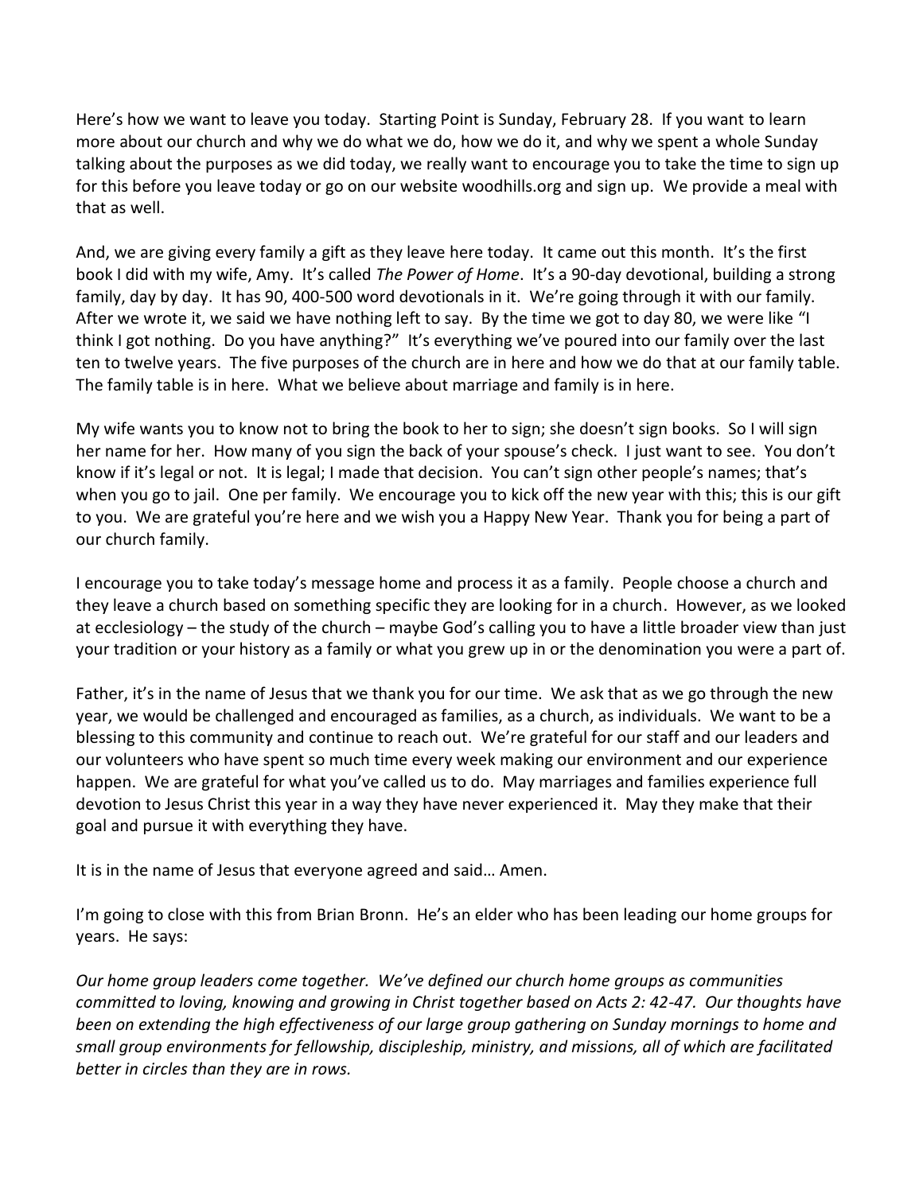Here's how we want to leave you today. Starting Point is Sunday, February 28. If you want to learn more about our church and why we do what we do, how we do it, and why we spent a whole Sunday talking about the purposes as we did today, we really want to encourage you to take the time to sign up for this before you leave today or go on our website woodhills.org and sign up. We provide a meal with that as well.

And, we are giving every family a gift as they leave here today. It came out this month. It's the first book I did with my wife, Amy. It's called *The Power of Home*. It's a 90-day devotional, building a strong family, day by day. It has 90, 400-500 word devotionals in it. We're going through it with our family. After we wrote it, we said we have nothing left to say. By the time we got to day 80, we were like "I think I got nothing. Do you have anything?" It's everything we've poured into our family over the last ten to twelve years. The five purposes of the church are in here and how we do that at our family table. The family table is in here. What we believe about marriage and family is in here.

My wife wants you to know not to bring the book to her to sign; she doesn't sign books. So I will sign her name for her. How many of you sign the back of your spouse's check. I just want to see. You don't know if it's legal or not. It is legal; I made that decision. You can't sign other people's names; that's when you go to jail. One per family. We encourage you to kick off the new year with this; this is our gift to you. We are grateful you're here and we wish you a Happy New Year. Thank you for being a part of our church family.

I encourage you to take today's message home and process it as a family. People choose a church and they leave a church based on something specific they are looking for in a church. However, as we looked at ecclesiology – the study of the church – maybe God's calling you to have a little broader view than just your tradition or your history as a family or what you grew up in or the denomination you were a part of.

Father, it's in the name of Jesus that we thank you for our time. We ask that as we go through the new year, we would be challenged and encouraged as families, as a church, as individuals. We want to be a blessing to this community and continue to reach out. We're grateful for our staff and our leaders and our volunteers who have spent so much time every week making our environment and our experience happen. We are grateful for what you've called us to do. May marriages and families experience full devotion to Jesus Christ this year in a way they have never experienced it. May they make that their goal and pursue it with everything they have.

It is in the name of Jesus that everyone agreed and said… Amen.

I'm going to close with this from Brian Bronn. He's an elder who has been leading our home groups for years. He says:

*Our home group leaders come together. We've defined our church home groups as communities committed to loving, knowing and growing in Christ together based on Acts 2: 42-47. Our thoughts have been on extending the high effectiveness of our large group gathering on Sunday mornings to home and small group environments for fellowship, discipleship, ministry, and missions, all of which are facilitated better in circles than they are in rows.*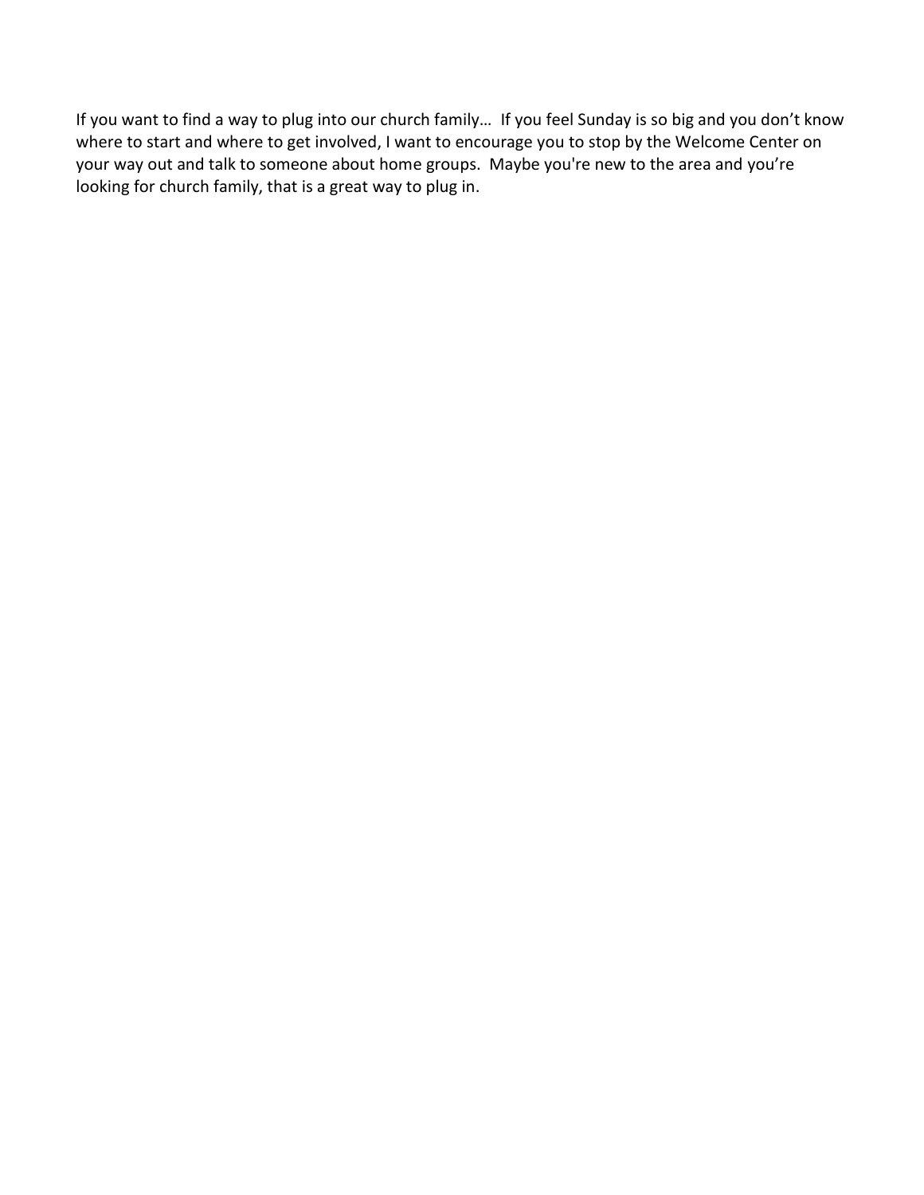If you want to find a way to plug into our church family… If you feel Sunday is so big and you don't know where to start and where to get involved, I want to encourage you to stop by the Welcome Center on your way out and talk to someone about home groups. Maybe you're new to the area and you're looking for church family, that is a great way to plug in.